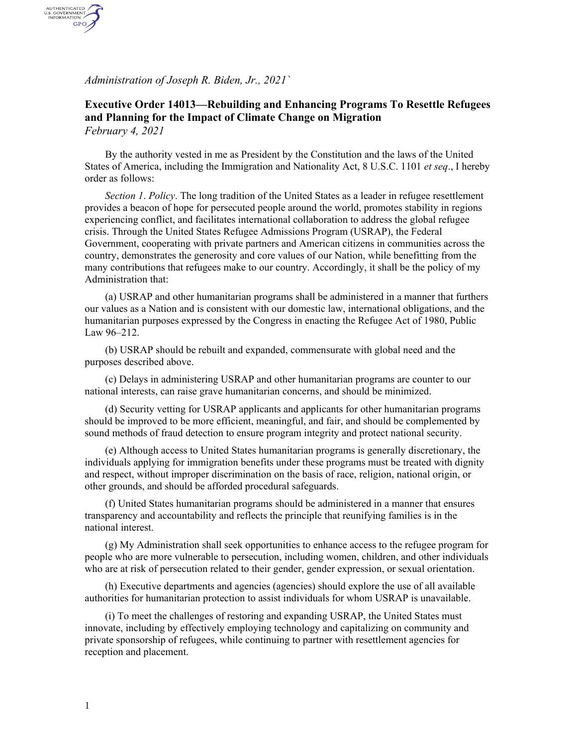*Administration of Joseph R. Biden, Jr., 2021*`

# Executive Order 14013—Rebuilding and Enhancing Programs To Resettle Refugees and Planning for the Impact of Climate Change on Migration

*February 4, 2021*

By the authority vested in me as President by the Constitution and the laws of the United States of America, including the Immigration and Nationality Act, 8 U.S.C. 1101 *et seq*., I hereby order as follows:

*Section 1*. *Policy*. The long tradition of the United States as a leader in refugee resettlement provides a beacon of hope for persecuted people around the world, promotes stability in regions experiencing conflict, and facilitates international collaboration to address the global refugee crisis. Through the United States Refugee Admissions Program (USRAP), the Federal Government, cooperating with private partners and American citizens in communities across the country, demonstrates the generosity and core values of our Nation, while benefitting from the many contributions that refugees make to our country. Accordingly, it shall be the policy of my Administration that:

(a) USRAP and other humanitarian programs shall be administered in a manner that furthers our values as a Nation and is consistent with our domestic law, international obligations, and the humanitarian purposes expressed by the Congress in enacting the Refugee Act of 1980, Public Law 96–212.

(b) USRAP should be rebuilt and expanded, commensurate with global need and the purposes described above.

(c) Delays in administering USRAP and other humanitarian programs are counter to our national interests, can raise grave humanitarian concerns, and should be minimized.

(d) Security vetting for USRAP applicants and applicants for other humanitarian programs should be improved to be more efficient, meaningful, and fair, and should be complemented by sound methods of fraud detection to ensure program integrity and protect national security.

(e) Although access to United States humanitarian programs is generally discretionary, the individuals applying for immigration benefits under these programs must be treated with dignity and respect, without improper discrimination on the basis of race, religion, national origin, or other grounds, and should be afforded procedural safeguards.

(f) United States humanitarian programs should be administered in a manner that ensures transparency and accountability and reflects the principle that reunifying families is in the national interest.

(g) My Administration shall seek opportunities to enhance access to the refugee program for people who are more vulnerable to persecution, including women, children, and other individuals who are at risk of persecution related to their gender, gender expression, or sexual orientation.

(h) Executive departments and agencies (agencies) should explore the use of all available authorities for humanitarian protection to assist individuals for whom USRAP is unavailable.

(i) To meet the challenges of restoring and expanding USRAP, the United States must innovate, including by effectively employing technology and capitalizing on community and private sponsorship of refugees, while continuing to partner with resettlement agencies for reception and placement.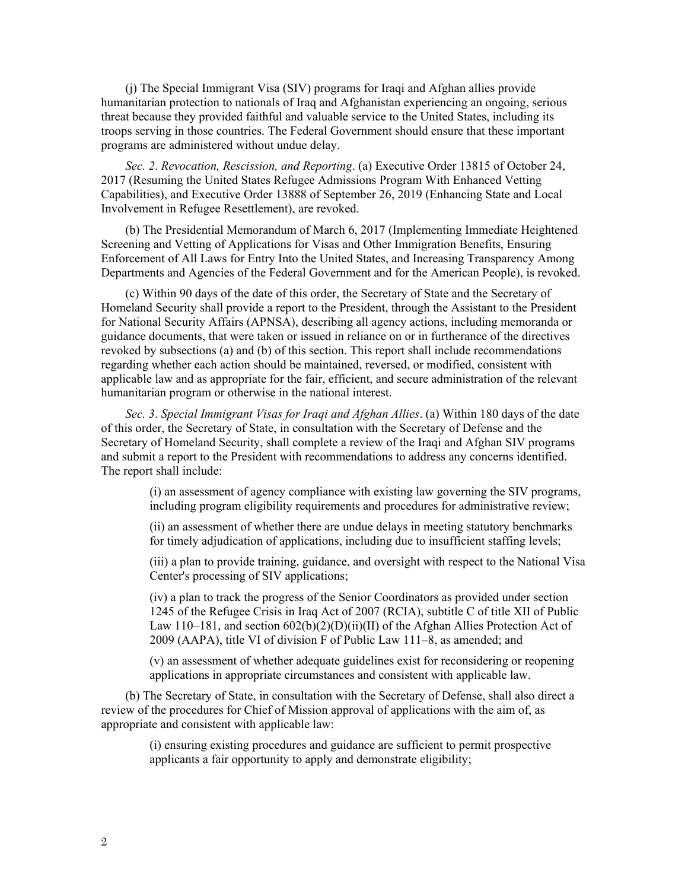(j) The Special Immigrant Visa (SIV) programs for Iraqi and Afghan allies provide humanitarian protection to nationals of Iraq and Afghanistan experiencing an ongoing, serious threat because they provided faithful and valuable service to the United States, including its troops serving in those countries. The Federal Government should ensure that these important programs are administered without undue delay.

*Sec. 2. Revocation, Rescission, and Reporting*. (a) Executive Order 13815 of October 24, 2017 (Resuming the United States Refugee Admissions Program With Enhanced Vetting Capabilities), and Executive Order 13888 of September 26, 2019 (Enhancing State and Local Involvement in Refugee Resettlement), are revoked.

(b) The Presidential Memorandum of March 6, 2017 (Implementing Immediate Heightened Screening and Vetting of Applications for Visas and Other Immigration Benefits, Ensuring Enforcement of All Laws for Entry Into the United States, and Increasing Transparency Among Departments and Agencies of the Federal Government and for the American People), is revoked.

(c) Within 90 days of the date of this order, the Secretary of State and the Secretary of Homeland Security shall provide a report to the President, through the Assistant to the President for National Security Affairs (APNSA), describing all agency actions, including memoranda or guidance documents, that were taken or issued in reliance on or in furtherance of the directives revoked by subsections (a) and (b) of this section. This report shall include recommendations regarding whether each action should be maintained, reversed, or modified, consistent with applicable law and as appropriate for the fair, efficient, and secure administration of the relevant humanitarian program or otherwise in the national interest.

*Sec. 3. Special Immigrant Visas for Iraqi and Afghan Allies*. (a) Within 180 days of the date of this order, the Secretary of State, in consultation with the Secretary of Defense and the Secretary of Homeland Security, shall complete a review of the Iraqi and Afghan SIV programs and submit a report to the President with recommendations to address any concerns identified. The report shall include:

(i) an assessment of agency compliance with existing law governing the SIV programs, including program eligibility requirements and procedures for administrative review;

(ii) an assessment of whether there are undue delays in meeting statutory benchmarks for timely adjudication of applications, including due to insufficient staffing levels;

(iii) a plan to provide training, guidance, and oversight with respect to the National Visa Center's processing of SIV applications;

(iv) a plan to track the progress of the Senior Coordinators as provided under section 1245 of the Refugee Crisis in Iraq Act of 2007 (RCIA), subtitle C of title XII of Public Law 110–181, and section 602(b)(2)(D)(ii)(II) of the Afghan Allies Protection Act of 2009 (AAPA), title VI of division F of Public Law 111–8, as amended; and

(v) an assessment of whether adequate guidelines exist for reconsidering or reopening applications in appropriate circumstances and consistent with applicable law.

(b) The Secretary of State, in consultation with the Secretary of Defense, shall also direct a review of the procedures for Chief of Mission approval of applications with the aim of, as appropriate and consistent with applicable law:

(i) ensuring existing procedures and guidance are sufficient to permit prospective applicants a fair opportunity to apply and demonstrate eligibility;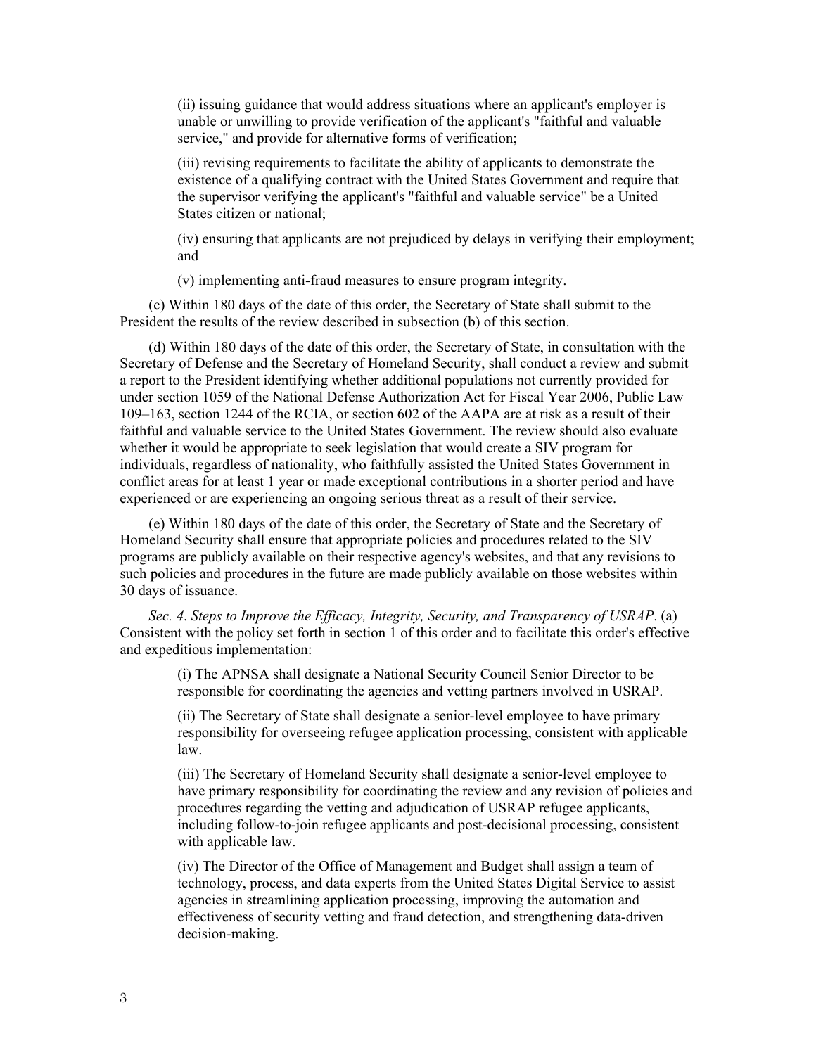(ii) issuing guidance that would address situations where an applicant's employer is unable or unwilling to provide verification of the applicant's "faithful and valuable service," and provide for alternative forms of verification;

(iii) revising requirements to facilitate the ability of applicants to demonstrate the existence of a qualifying contract with the United States Government and require that the supervisor verifying the applicant's "faithful and valuable service" be a United States citizen or national;

(iv) ensuring that applicants are not prejudiced by delays in verifying their employment; and

(v) implementing anti-fraud measures to ensure program integrity.

(c) Within 180 days of the date of this order, the Secretary of State shall submit to the President the results of the review described in subsection (b) of this section.

(d) Within 180 days of the date of this order, the Secretary of State, in consultation with the Secretary of Defense and the Secretary of Homeland Security, shall conduct a review and submit a report to the President identifying whether additional populations not currently provided for under section 1059 of the National Defense Authorization Act for Fiscal Year 2006, Public Law 109–163, section 1244 of the RCIA, or section 602 of the AAPA are at risk as a result of their faithful and valuable service to the United States Government. The review should also evaluate whether it would be appropriate to seek legislation that would create a SIV program for individuals, regardless of nationality, who faithfully assisted the United States Government in conflict areas for at least 1 year or made exceptional contributions in a shorter period and have experienced or are experiencing an ongoing serious threat as a result of their service.

(e) Within 180 days of the date of this order, the Secretary of State and the Secretary of Homeland Security shall ensure that appropriate policies and procedures related to the SIV programs are publicly available on their respective agency's websites, and that any revisions to such policies and procedures in the future are made publicly available on those websites within 30 days of issuance.

*Sec. 4. Steps to Improve the Efficacy, Integrity, Security, and Transparency of USRAP*. (a) Consistent with the policy set forth in section 1 of this order and to facilitate this order's effective and expeditious implementation:

(i) The APNSA shall designate a National Security Council Senior Director to be responsible for coordinating the agencies and vetting partners involved in USRAP.

(ii) The Secretary of State shall designate a senior-level employee to have primary responsibility for overseeing refugee application processing, consistent with applicable law.

(iii) The Secretary of Homeland Security shall designate a senior-level employee to have primary responsibility for coordinating the review and any revision of policies and procedures regarding the vetting and adjudication of USRAP refugee applicants, including follow-to-join refugee applicants and post-decisional processing, consistent with applicable law.

(iv) The Director of the Office of Management and Budget shall assign a team of technology, process, and data experts from the United States Digital Service to assist agencies in streamlining application processing, improving the automation and effectiveness of security vetting and fraud detection, and strengthening data-driven decision-making.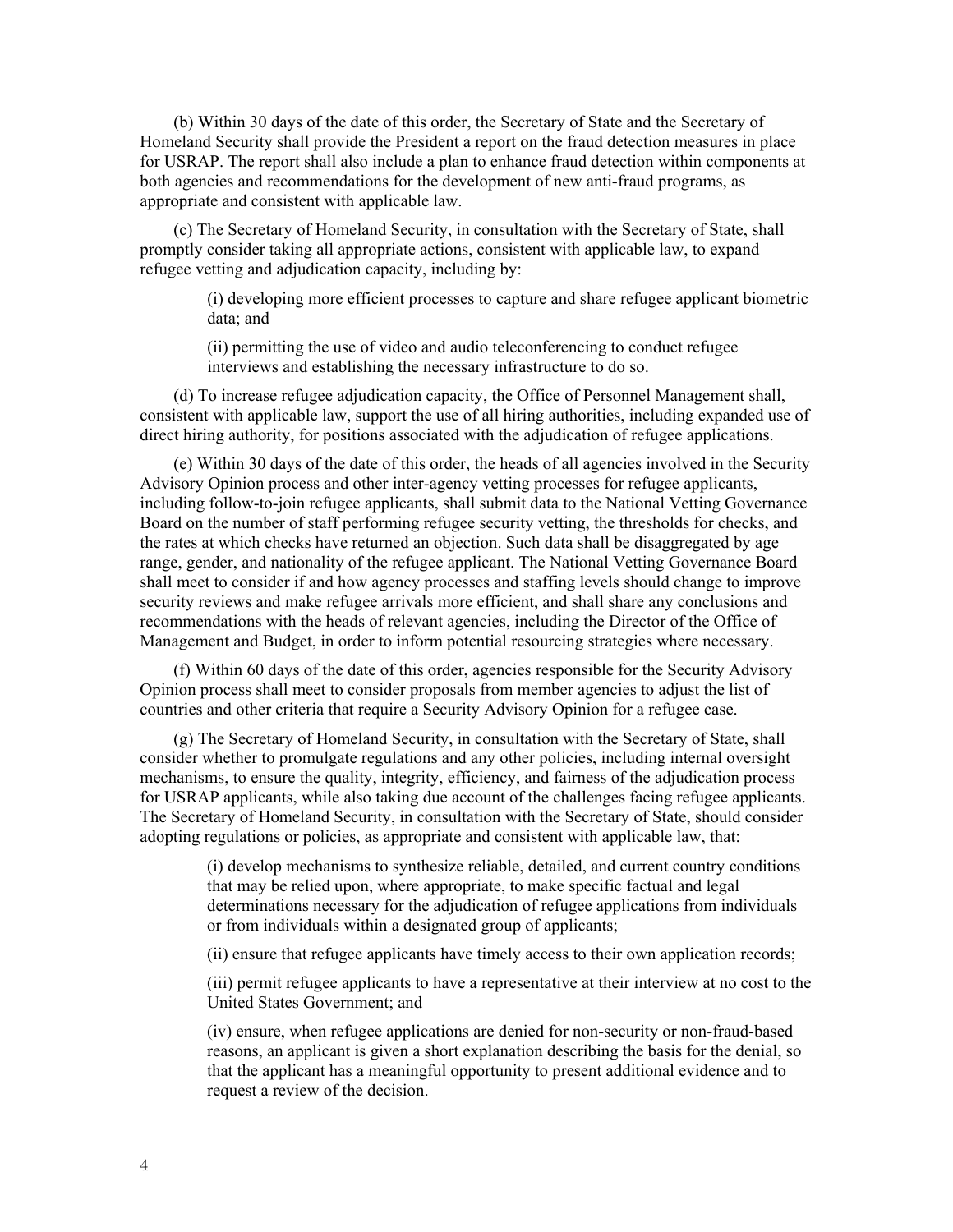(b) Within 30 days of the date of this order, the Secretary of State and the Secretary of Homeland Security shall provide the President a report on the fraud detection measures in place for USRAP. The report shall also include a plan to enhance fraud detection within components at both agencies and recommendations for the development of new anti-fraud programs, as appropriate and consistent with applicable law.

(c) The Secretary of Homeland Security, in consultation with the Secretary of State, shall promptly consider taking all appropriate actions, consistent with applicable law, to expand refugee vetting and adjudication capacity, including by:

> (i) developing more efficient processes to capture and share refugee applicant biometric data; and
>
> (ii) permitting the use of video and audio teleconferencing to conduct refugee interviews and establishing the necessary infrastructure to do so.

(d) To increase refugee adjudication capacity, the Office of Personnel Management shall, consistent with applicable law, support the use of all hiring authorities, including expanded use of direct hiring authority, for positions associated with the adjudication of refugee applications.

(e) Within 30 days of the date of this order, the heads of all agencies involved in the Security Advisory Opinion process and other inter-agency vetting processes for refugee applicants, including follow-to-join refugee applicants, shall submit data to the National Vetting Governance Board on the number of staff performing refugee security vetting, the thresholds for checks, and the rates at which checks have returned an objection. Such data shall be disaggregated by age range, gender, and nationality of the refugee applicant. The National Vetting Governance Board shall meet to consider if and how agency processes and staffing levels should change to improve security reviews and make refugee arrivals more efficient, and shall share any conclusions and recommendations with the heads of relevant agencies, including the Director of the Office of Management and Budget, in order to inform potential resourcing strategies where necessary.

(f) Within 60 days of the date of this order, agencies responsible for the Security Advisory Opinion process shall meet to consider proposals from member agencies to adjust the list of countries and other criteria that require a Security Advisory Opinion for a refugee case.

(g) The Secretary of Homeland Security, in consultation with the Secretary of State, shall consider whether to promulgate regulations and any other policies, including internal oversight mechanisms, to ensure the quality, integrity, efficiency, and fairness of the adjudication process for USRAP applicants, while also taking due account of the challenges facing refugee applicants. The Secretary of Homeland Security, in consultation with the Secretary of State, should consider adopting regulations or policies, as appropriate and consistent with applicable law, that:

> (i) develop mechanisms to synthesize reliable, detailed, and current country conditions that may be relied upon, where appropriate, to make specific factual and legal determinations necessary for the adjudication of refugee applications from individuals or from individuals within a designated group of applicants;
>
> (ii) ensure that refugee applicants have timely access to their own application records;
>
> (iii) permit refugee applicants to have a representative at their interview at no cost to the United States Government; and
>
> (iv) ensure, when refugee applications are denied for non-security or non-fraud-based reasons, an applicant is given a short explanation describing the basis for the denial, so that the applicant has a meaningful opportunity to present additional evidence and to request a review of the decision.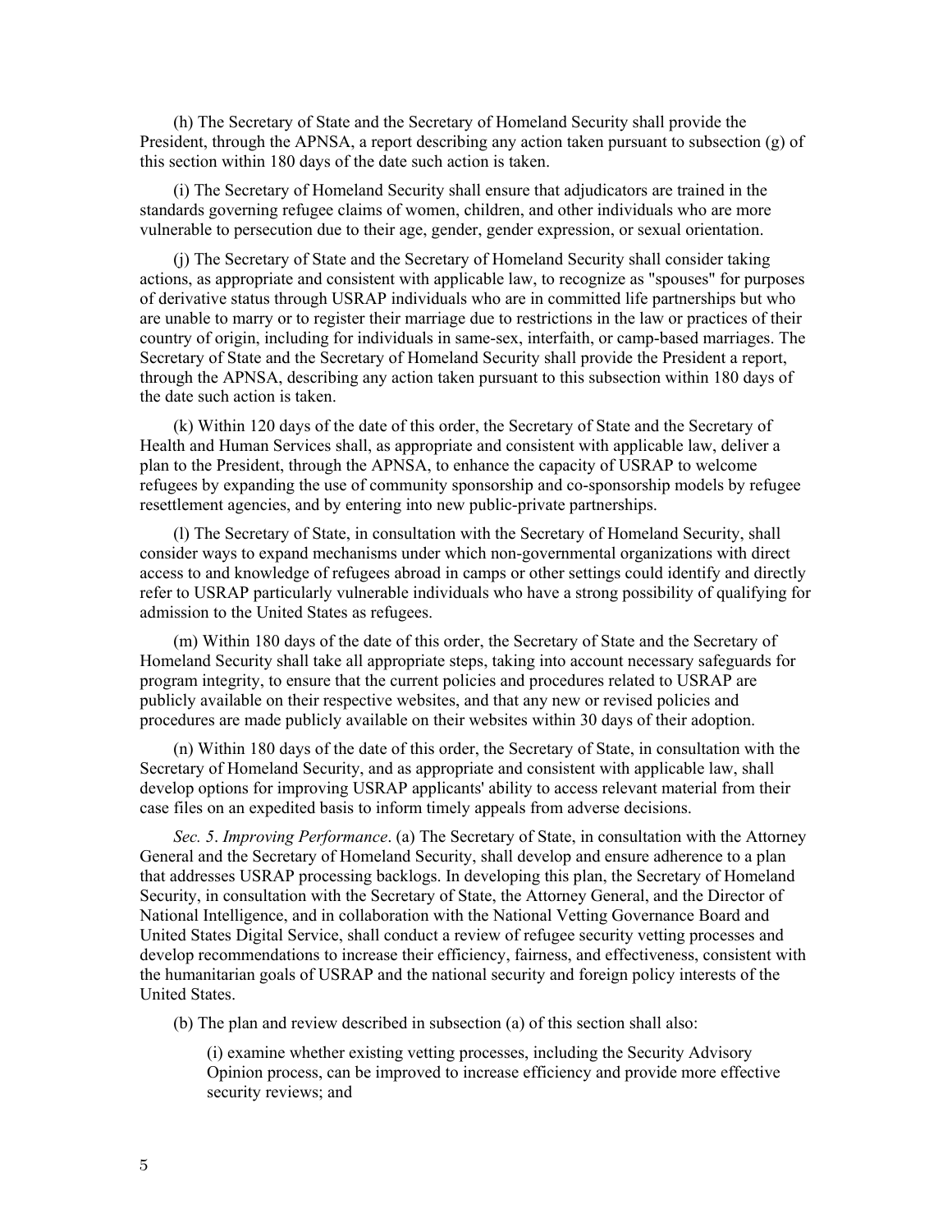(h) The Secretary of State and the Secretary of Homeland Security shall provide the President, through the APNSA, a report describing any action taken pursuant to subsection (g) of this section within 180 days of the date such action is taken.

(i) The Secretary of Homeland Security shall ensure that adjudicators are trained in the standards governing refugee claims of women, children, and other individuals who are more vulnerable to persecution due to their age, gender, gender expression, or sexual orientation.

(j) The Secretary of State and the Secretary of Homeland Security shall consider taking actions, as appropriate and consistent with applicable law, to recognize as "spouses" for purposes of derivative status through USRAP individuals who are in committed life partnerships but who are unable to marry or to register their marriage due to restrictions in the law or practices of their country of origin, including for individuals in same-sex, interfaith, or camp-based marriages. The Secretary of State and the Secretary of Homeland Security shall provide the President a report, through the APNSA, describing any action taken pursuant to this subsection within 180 days of the date such action is taken.

(k) Within 120 days of the date of this order, the Secretary of State and the Secretary of Health and Human Services shall, as appropriate and consistent with applicable law, deliver a plan to the President, through the APNSA, to enhance the capacity of USRAP to welcome refugees by expanding the use of community sponsorship and co-sponsorship models by refugee resettlement agencies, and by entering into new public-private partnerships.

(l) The Secretary of State, in consultation with the Secretary of Homeland Security, shall consider ways to expand mechanisms under which non-governmental organizations with direct access to and knowledge of refugees abroad in camps or other settings could identify and directly refer to USRAP particularly vulnerable individuals who have a strong possibility of qualifying for admission to the United States as refugees.

(m) Within 180 days of the date of this order, the Secretary of State and the Secretary of Homeland Security shall take all appropriate steps, taking into account necessary safeguards for program integrity, to ensure that the current policies and procedures related to USRAP are publicly available on their respective websites, and that any new or revised policies and procedures are made publicly available on their websites within 30 days of their adoption.

(n) Within 180 days of the date of this order, the Secretary of State, in consultation with the Secretary of Homeland Security, and as appropriate and consistent with applicable law, shall develop options for improving USRAP applicants' ability to access relevant material from their case files on an expedited basis to inform timely appeals from adverse decisions.

*Sec. 5*. *Improving Performance*. (a) The Secretary of State, in consultation with the Attorney General and the Secretary of Homeland Security, shall develop and ensure adherence to a plan that addresses USRAP processing backlogs. In developing this plan, the Secretary of Homeland Security, in consultation with the Secretary of State, the Attorney General, and the Director of National Intelligence, and in collaboration with the National Vetting Governance Board and United States Digital Service, shall conduct a review of refugee security vetting processes and develop recommendations to increase their efficiency, fairness, and effectiveness, consistent with the humanitarian goals of USRAP and the national security and foreign policy interests of the United States.

(b) The plan and review described in subsection (a) of this section shall also:

(i) examine whether existing vetting processes, including the Security Advisory Opinion process, can be improved to increase efficiency and provide more effective security reviews; and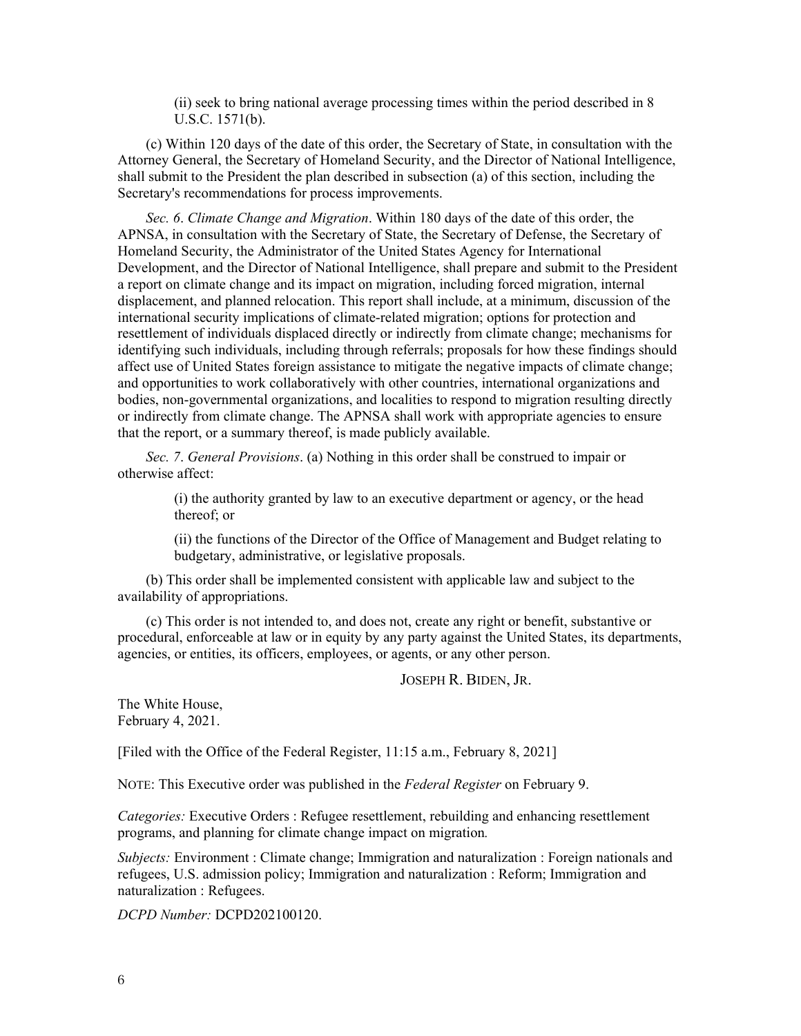(ii) seek to bring national average processing times within the period described in 8 U.S.C. 1571(b).

(c) Within 120 days of the date of this order, the Secretary of State, in consultation with the Attorney General, the Secretary of Homeland Security, and the Director of National Intelligence, shall submit to the President the plan described in subsection (a) of this section, including the Secretary's recommendations for process improvements.

*Sec. 6*. *Climate Change and Migration*. Within 180 days of the date of this order, the APNSA, in consultation with the Secretary of State, the Secretary of Defense, the Secretary of Homeland Security, the Administrator of the United States Agency for International Development, and the Director of National Intelligence, shall prepare and submit to the President a report on climate change and its impact on migration, including forced migration, internal displacement, and planned relocation. This report shall include, at a minimum, discussion of the international security implications of climate-related migration; options for protection and resettlement of individuals displaced directly or indirectly from climate change; mechanisms for identifying such individuals, including through referrals; proposals for how these findings should affect use of United States foreign assistance to mitigate the negative impacts of climate change; and opportunities to work collaboratively with other countries, international organizations and bodies, non-governmental organizations, and localities to respond to migration resulting directly or indirectly from climate change. The APNSA shall work with appropriate agencies to ensure that the report, or a summary thereof, is made publicly available.

*Sec. 7*. *General Provisions*. (a) Nothing in this order shall be construed to impair or otherwise affect:

(i) the authority granted by law to an executive department or agency, or the head thereof; or

(ii) the functions of the Director of the Office of Management and Budget relating to budgetary, administrative, or legislative proposals.

(b) This order shall be implemented consistent with applicable law and subject to the availability of appropriations.

(c) This order is not intended to, and does not, create any right or benefit, substantive or procedural, enforceable at law or in equity by any party against the United States, its departments, agencies, or entities, its officers, employees, or agents, or any other person.

JOSEPH R. BIDEN, JR.

The White House,
February 4, 2021.

[Filed with the Office of the Federal Register, 11:15 a.m., February 8, 2021]

NOTE: This Executive order was published in the *Federal Register* on February 9.

*Categories:* Executive Orders : Refugee resettlement, rebuilding and enhancing resettlement programs, and planning for climate change impact on migration*.*

*Subjects:* Environment : Climate change; Immigration and naturalization : Foreign nationals and refugees, U.S. admission policy; Immigration and naturalization : Reform; Immigration and naturalization : Refugees.

*DCPD Number:* DCPD202100120.